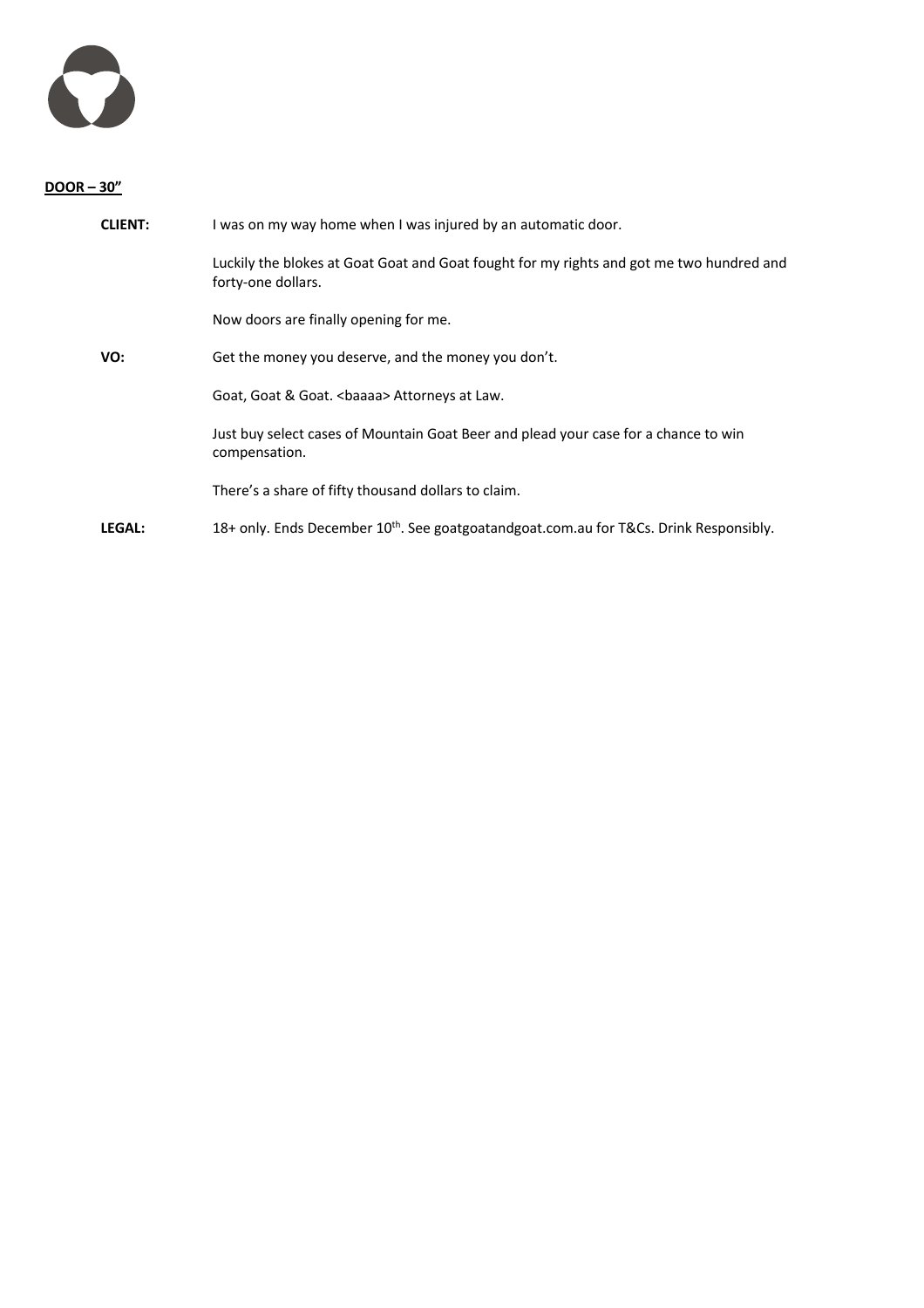**DOOR – 30"**

**CLIENT:** I was on my way home when I was injured by an automatic door.

Luckily the blokes at Goat Goat and Goat fought for my rights and got me two hundred and forty-one dollars.

Now doors are finally opening for me.

**VO:** Get the money you deserve, and the money you don't.

Goat, Goat & Goat. <baaaa> Attorneys at Law.

Just buy select cases of Mountain Goat Beer and plead your case for a chance to win compensation.

There's a share of fifty thousand dollars to claim.

**LEGAL:** 18+ only. Ends December 10th. See goatgoatandgoat.com.au for T&Cs. Drink Responsibly.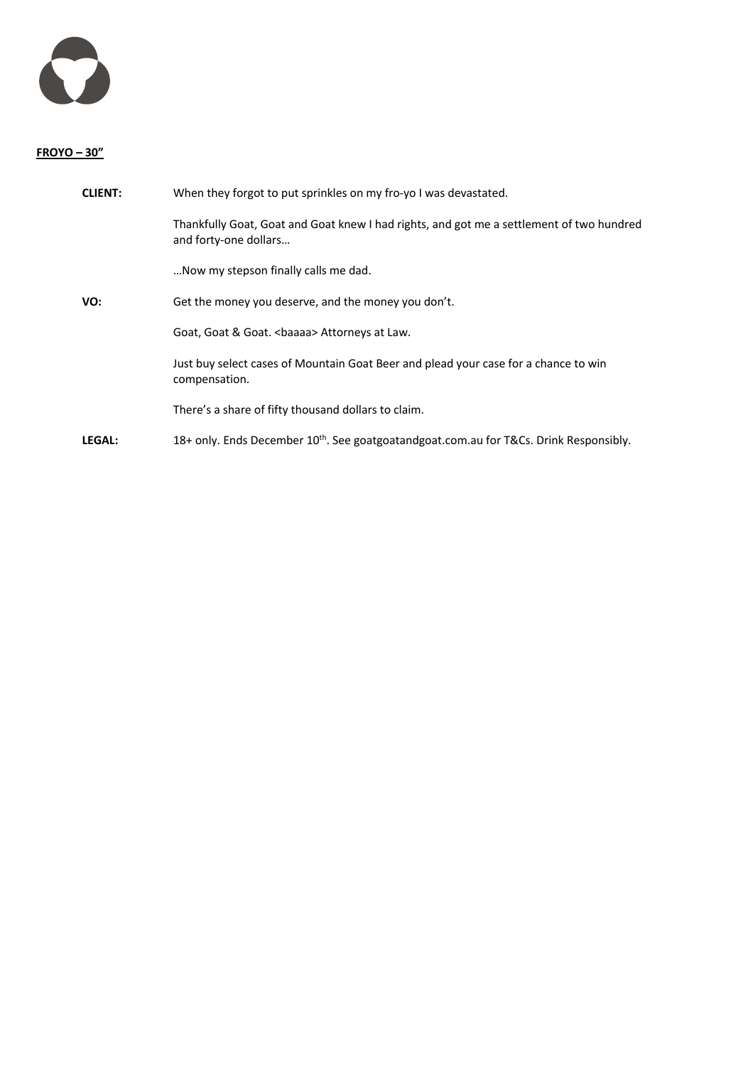**<u>FROYO – 30”</u>**

| | |
|---|---|
| **CLIENT:** | When they forgot to put sprinkles on my fro-yo I was devastated. |
| | Thankfully Goat, Goat and Goat knew I had rights, and got me a settlement of two hundred and forty-one dollars… |
| | …Now my stepson finally calls me dad. |
| **VO:** | Get the money you deserve, and the money you don’t. |
| | Goat, Goat & Goat. <baaaa> Attorneys at Law. |
| | Just buy select cases of Mountain Goat Beer and plead your case for a chance to win compensation. |
| | There’s a share of fifty thousand dollars to claim. |
| **LEGAL:** | 18+ only. Ends December 10th. See goatgoatandgoat.com.au for T&Cs. Drink Responsibly. |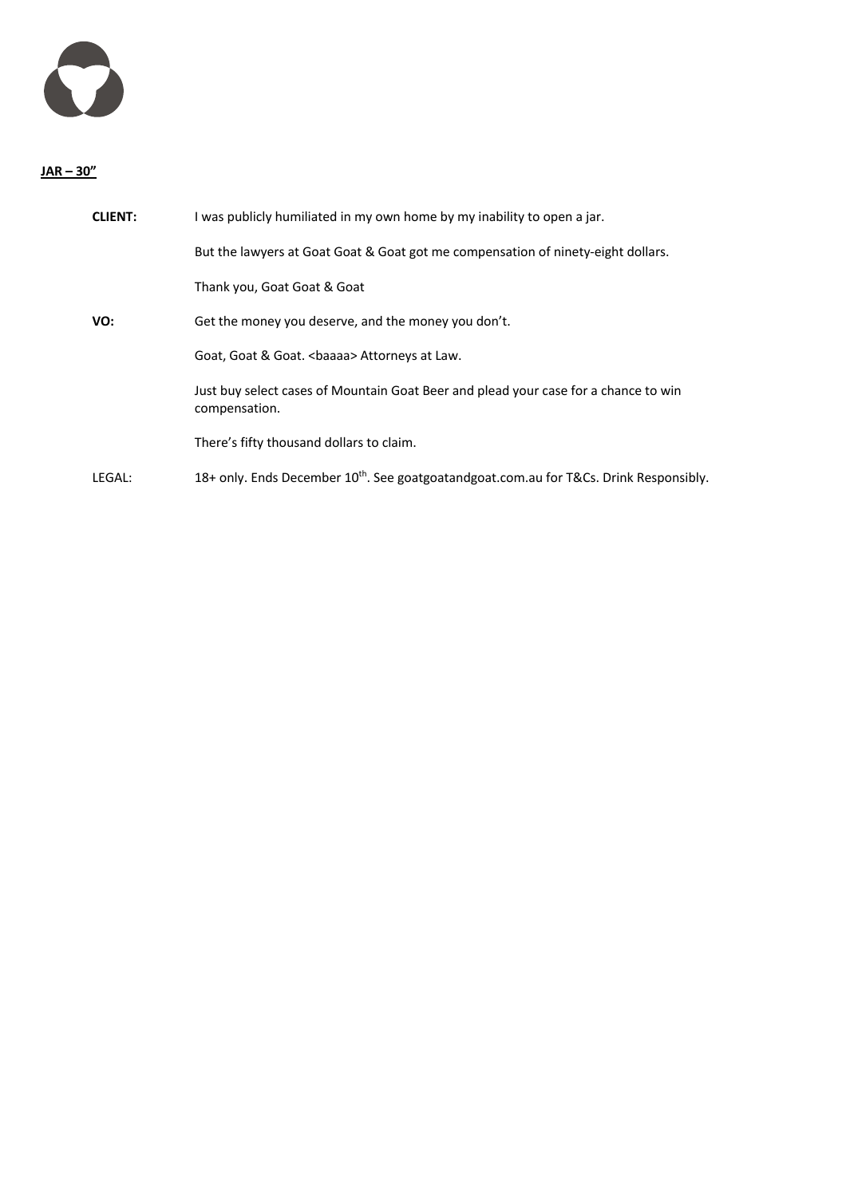**JAR – 30"**

| | |
|---|---|
| **CLIENT:** | I was publicly humiliated in my own home by my inability to open a jar. |
| | But the lawyers at Goat Goat & Goat got me compensation of ninety-eight dollars. |
| | Thank you, Goat Goat & Goat |
| **VO:** | Get the money you deserve, and the money you don't. |
| | Goat, Goat & Goat. <baaaa> Attorneys at Law. |
| | Just buy select cases of Mountain Goat Beer and plead your case for a chance to win compensation. |
| | There's fifty thousand dollars to claim. |
| LEGAL: | 18+ only. Ends December 10th. See goatgoatandgoat.com.au for T&Cs. Drink Responsibly. |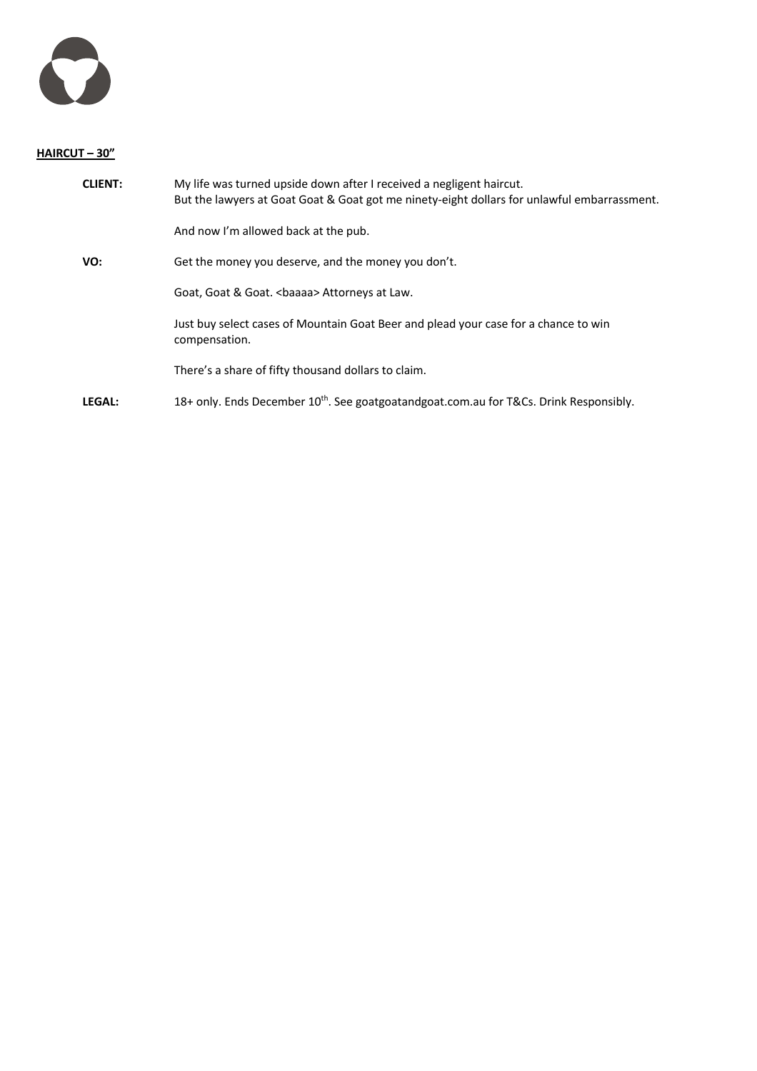**HAIRCUT – 30"**

**CLIENT:** My life was turned upside down after I received a negligent haircut.
But the lawyers at Goat Goat & Goat got me ninety-eight dollars for unlawful embarrassment.

And now I'm allowed back at the pub.

**VO:** Get the money you deserve, and the money you don't.

Goat, Goat & Goat. <baaaa> Attorneys at Law.

Just buy select cases of Mountain Goat Beer and plead your case for a chance to win compensation.

There's a share of fifty thousand dollars to claim.

**LEGAL:** 18+ only. Ends December 10th. See goatgoatandgoat.com.au for T&Cs. Drink Responsibly.